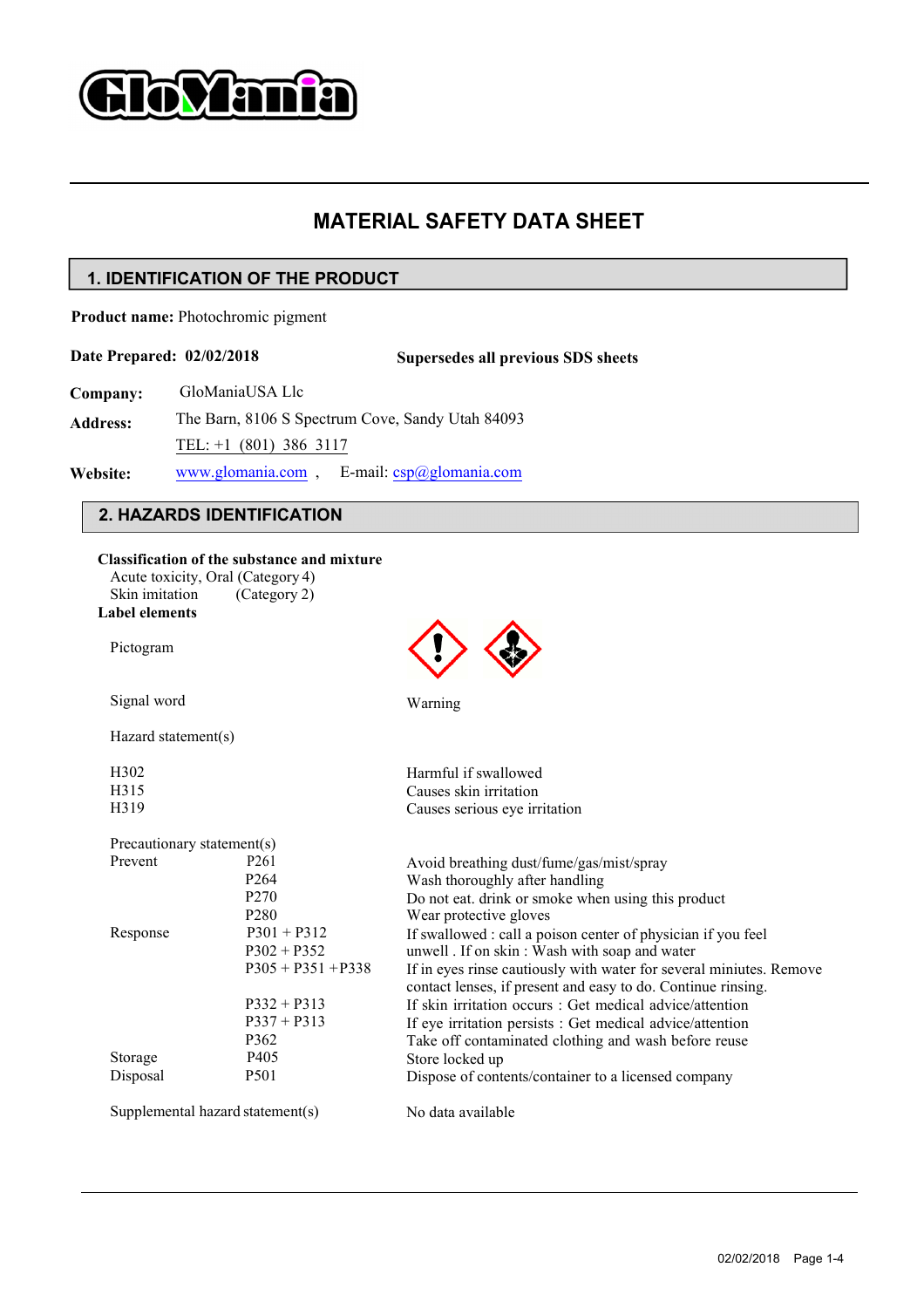# MATERIAL SAFETY DATA SHEET

## 1. IDENTIFICATION OF THE PRODUCT

**Product name:** Photochromic pigment

**Date Prepared: 02/02/2018** **Supersedes all previous SDS sheets**

**Company:** GloManiaUSA Llc

**Address:** The Barn, 8106 S Spectrum Cove, Sandy Utah 84093

TEL: +1 (801) 386 3117

**Website:** www.glomania.com , E-mail: csp@glomania.com

## 2. HAZARDS IDENTIFICATION

**Classification of the substance and mixture**

Acute toxicity, Oral (Category 4)
Skin imitation (Category 2)

**Label elements**

Pictogram

Signal word: Warning

Hazard statement(s)

| | |
|---|---|
| H302 | Harmful if swallowed |
| H315 | Causes skin irritation |
| H319 | Causes serious eye irritation |

Precautionary statement(s)

| | | |
|---|---|---|
| Prevent | P261 | Avoid breathing dust/fume/gas/mist/spray |
| | P264 | Wash thoroughly after handling |
| | P270 | Do not eat. drink or smoke when using this product |
| | P280 | Wear protective gloves |
| Response | P301 + P312 | If swallowed : call a poison center of physician if you feel unwell . |
| | P302 + P352 | If on skin : Wash with soap and water |
| | P305 + P351 +P338 | If in eyes rinse cautiously with water for several miniutes. Remove contact lenses, if present and easy to do. Continue rinsing. |
| | P332 + P313 | If skin irritation occurs : Get medical advice/attention |
| | P337 + P313 | If eye irritation persists : Get medical advice/attention |
| | P362 | Take off contaminated clothing and wash before reuse |
| Storage | P405 | Store locked up |
| Disposal | P501 | Dispose of contents/container to a licensed company |

Supplemental hazard statement(s): No data available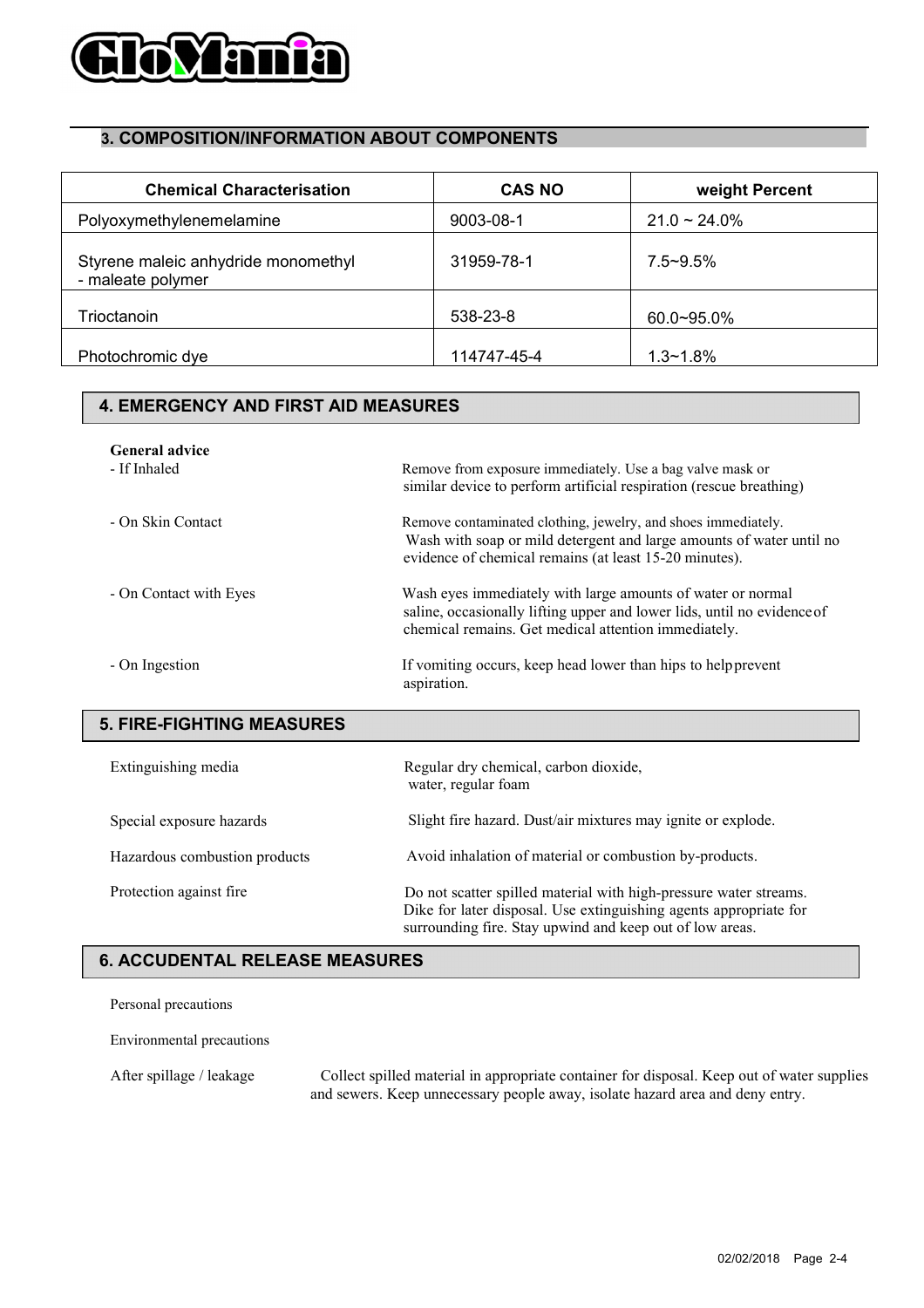## 3. COMPOSITION/INFORMATION ABOUT COMPONENTS

| Chemical Characterisation | CAS NO | weight Percent |
|---|---|---|
| Polyoxymethylenemelamine | 9003-08-1 | 21.0 ~ 24.0% |
| Styrene maleic anhydride monomethyl - maleate polymer | 31959-78-1 | 7.5~9.5% |
| Trioctanoin | 538-23-8 | 60.0~95.0% |
| Photochromic dye | 114747-45-4 | 1.3~1.8% |

## 4. EMERGENCY AND FIRST AID MEASURES

**General advice**

- If Inhaled: Remove from exposure immediately. Use a bag valve mask or similar device to perform artificial respiration (rescue breathing)
- On Skin Contact: Remove contaminated clothing, jewelry, and shoes immediately. Wash with soap or mild detergent and large amounts of water until no evidence of chemical remains (at least 15-20 minutes).
- On Contact with Eyes: Wash eyes immediately with large amounts of water or normal saline, occasionally lifting upper and lower lids, until no evidence of chemical remains. Get medical attention immediately.
- On Ingestion: If vomiting occurs, keep head lower than hips to help prevent aspiration.

## 5. FIRE-FIGHTING MEASURES

Extinguishing media: Regular dry chemical, carbon dioxide, water, regular foam

Special exposure hazards: Slight fire hazard. Dust/air mixtures may ignite or explode.

Hazardous combustion products: Avoid inhalation of material or combustion by-products.

Protection against fire: Do not scatter spilled material with high-pressure water streams. Dike for later disposal. Use extinguishing agents appropriate for surrounding fire. Stay upwind and keep out of low areas.

## 6. ACCUDENTAL RELEASE MEASURES

Personal precautions

Environmental precautions

After spillage / leakage: Collect spilled material in appropriate container for disposal. Keep out of water supplies and sewers. Keep unnecessary people away, isolate hazard area and deny entry.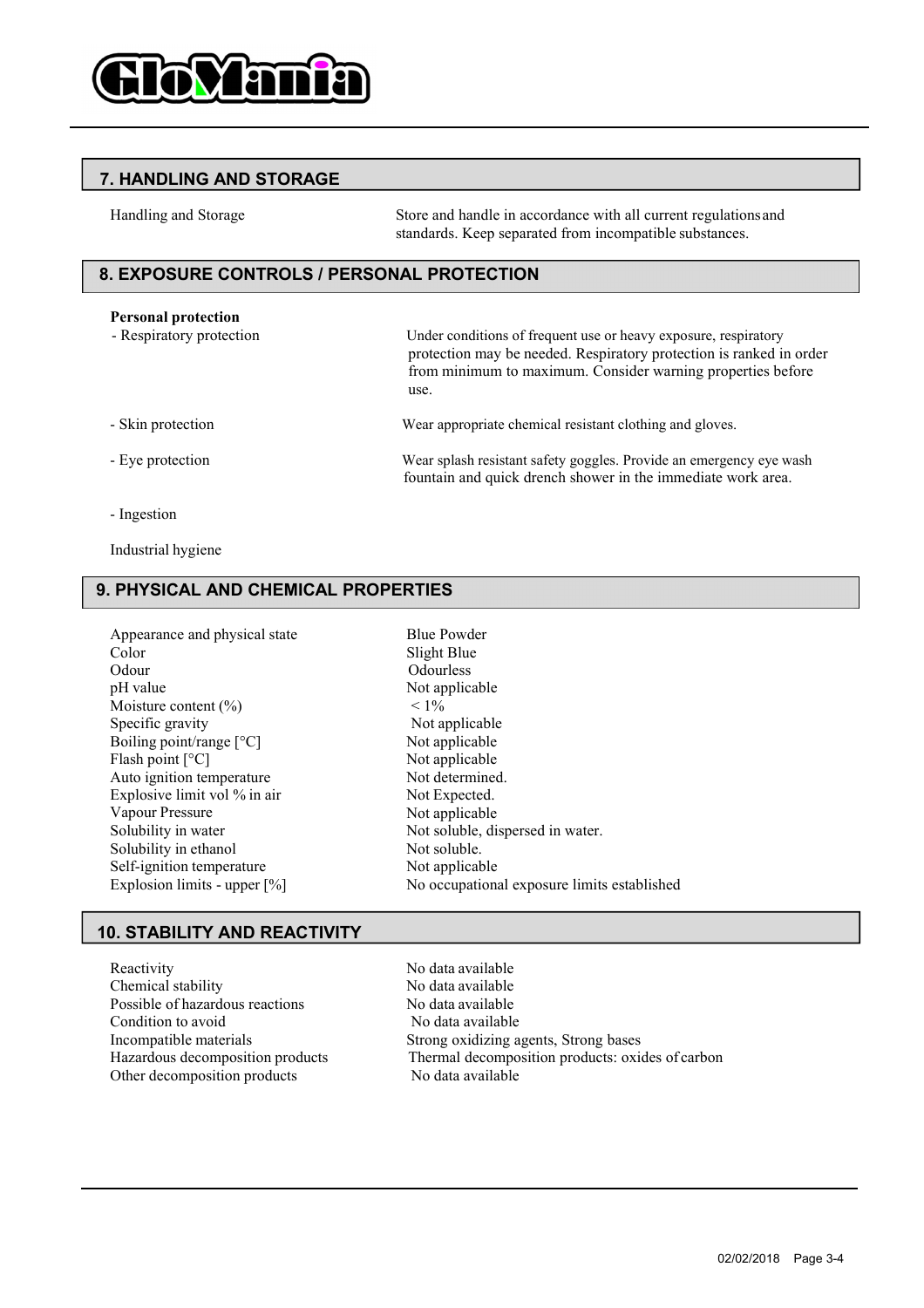## 7. HANDLING AND STORAGE

| | |
|---|---|
| Handling and Storage | Store and handle in accordance with all current regulations and standards. Keep separated from incompatible substances. |

## 8. EXPOSURE CONTROLS / PERSONAL PROTECTION

**Personal protection**

| | |
|---|---|
| - Respiratory protection | Under conditions of frequent use or heavy exposure, respiratory protection may be needed. Respiratory protection is ranked in order from minimum to maximum. Consider warning properties before use. |
| - Skin protection | Wear appropriate chemical resistant clothing and gloves. |
| - Eye protection | Wear splash resistant safety goggles. Provide an emergency eye wash fountain and quick drench shower in the immediate work area. |
| - Ingestion | |
| Industrial hygiene | |

## 9. PHYSICAL AND CHEMICAL PROPERTIES

| | |
|---|---|
| Appearance and physical state | Blue Powder |
| Color | Slight Blue |
| Odour | Odourless |
| pH value | Not applicable |
| Moisture content (%) | < 1% |
| Specific gravity | Not applicable |
| Boiling point/range [°C] | Not applicable |
| Flash point [°C] | Not applicable |
| Auto ignition temperature | Not determined. |
| Explosive limit vol % in air | Not Expected. |
| Vapour Pressure | Not applicable |
| Solubility in water | Not soluble, dispersed in water. |
| Solubility in ethanol | Not soluble. |
| Self-ignition temperature | Not applicable |
| Explosion limits - upper [%] | No occupational exposure limits established |

## 10. STABILITY AND REACTIVITY

| | |
|---|---|
| Reactivity | No data available |
| Chemical stability | No data available |
| Possible of hazardous reactions | No data available |
| Condition to avoid | No data available |
| Incompatible materials | Strong oxidizing agents, Strong bases |
| Hazardous decomposition products | Thermal decomposition products: oxides of carbon |
| Other decomposition products | No data available |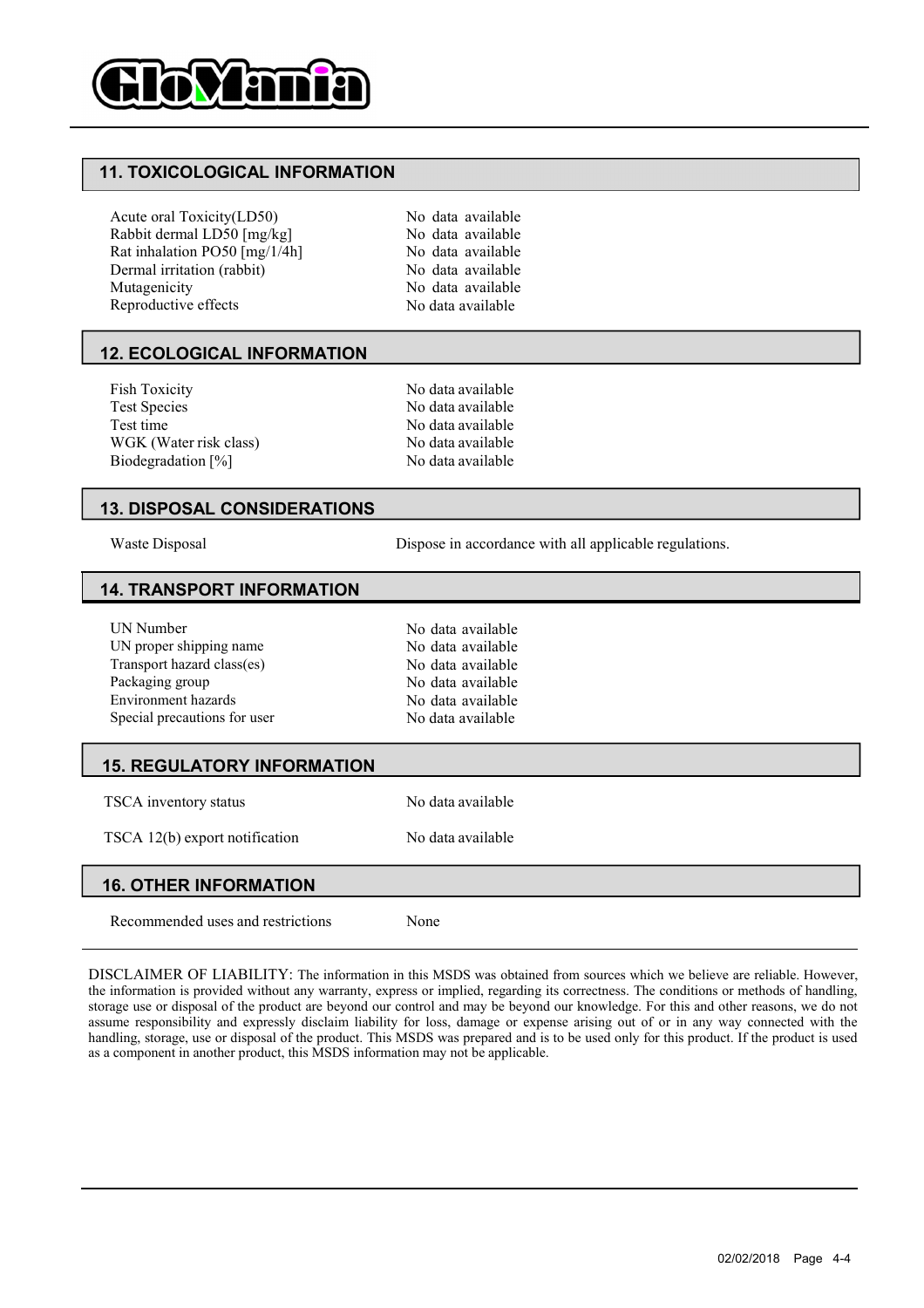## 11. TOXICOLOGICAL INFORMATION

| | |
|---|---|
| Acute oral Toxicity(LD50) | No data available |
| Rabbit dermal LD50 [mg/kg] | No data available |
| Rat inhalation PO50 [mg/1/4h] | No data available |
| Dermal irritation (rabbit) | No data available |
| Mutagenicity | No data available |
| Reproductive effects | No data available |

## 12. ECOLOGICAL INFORMATION

| | |
|---|---|
| Fish Toxicity | No data available |
| Test Species | No data available |
| Test time | No data available |
| WGK (Water risk class) | No data available |
| Biodegradation [%] | No data available |

## 13. DISPOSAL CONSIDERATIONS

| | |
|---|---|
| Waste Disposal | Dispose in accordance with all applicable regulations. |

## 14. TRANSPORT INFORMATION

| | |
|---|---|
| UN Number | No data available |
| UN proper shipping name | No data available |
| Transport hazard class(es) | No data available |
| Packaging group | No data available |
| Environment hazards | No data available |
| Special precautions for user | No data available |

## 15. REGULATORY INFORMATION

| | |
|---|---|
| TSCA inventory status | No data available |
| TSCA 12(b) export notification | No data available |

## 16. OTHER INFORMATION

| | |
|---|---|
| Recommended uses and restrictions | None |

DISCLAIMER OF LIABILITY: The information in this MSDS was obtained from sources which we believe are reliable. However, the information is provided without any warranty, express or implied, regarding its correctness. The conditions or methods of handling, storage use or disposal of the product are beyond our control and may be beyond our knowledge. For this and other reasons, we do not assume responsibility and expressly disclaim liability for loss, damage or expense arising out of or in any way connected with the handling, storage, use or disposal of the product. This MSDS was prepared and is to be used only for this product. If the product is used as a component in another product, this MSDS information may not be applicable.